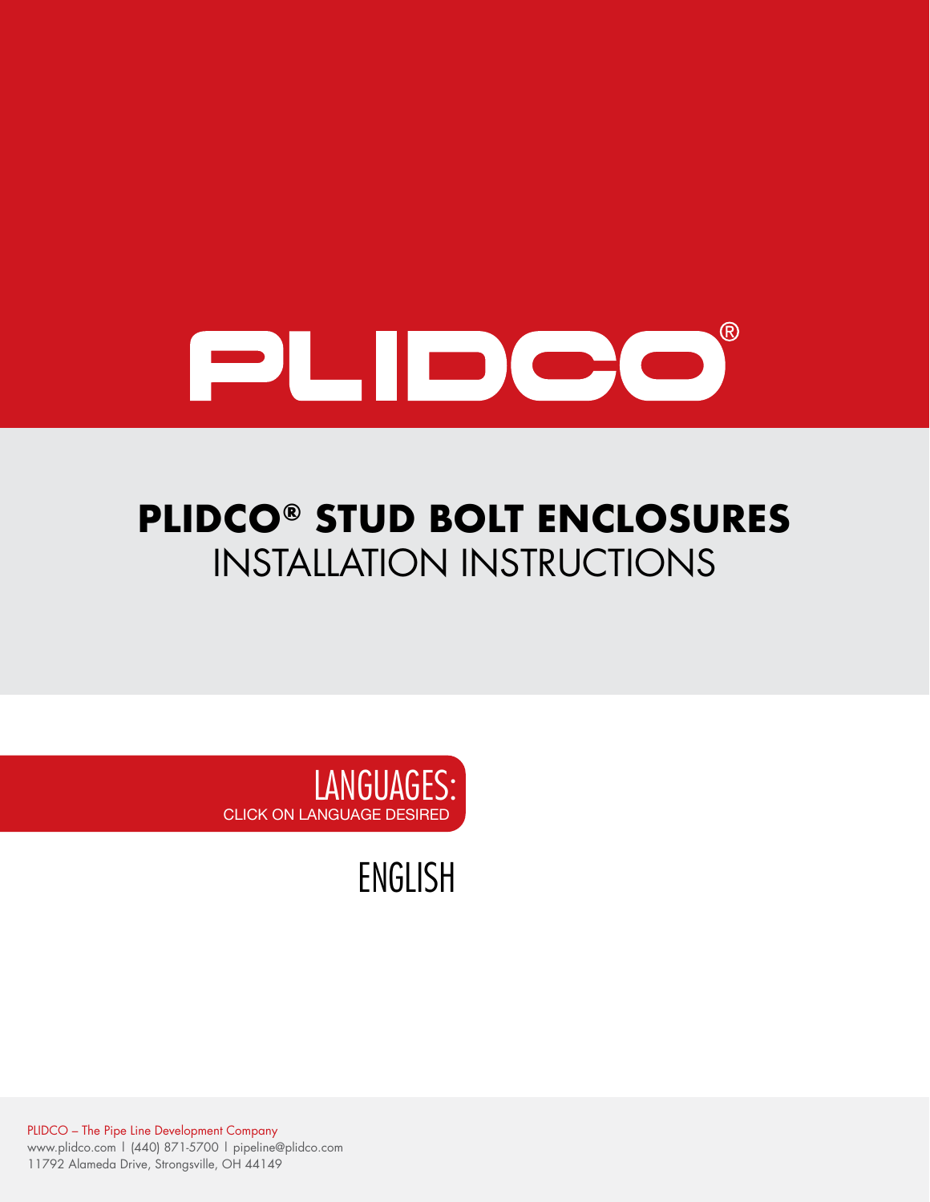# PLIDCO®

# PLIDCO® STUD BOLT ENCLOSURES
## INSTALLATION INSTRUCTIONS

**LANGUAGES:**
CLICK ON LANGUAGE DESIRED

ENGLISH

PLIDCO – The Pipe Line Development Company
www.plidco.com | (440) 871-5700 | pipeline@plidco.com
11792 Alameda Drive, Strongsville, OH 44149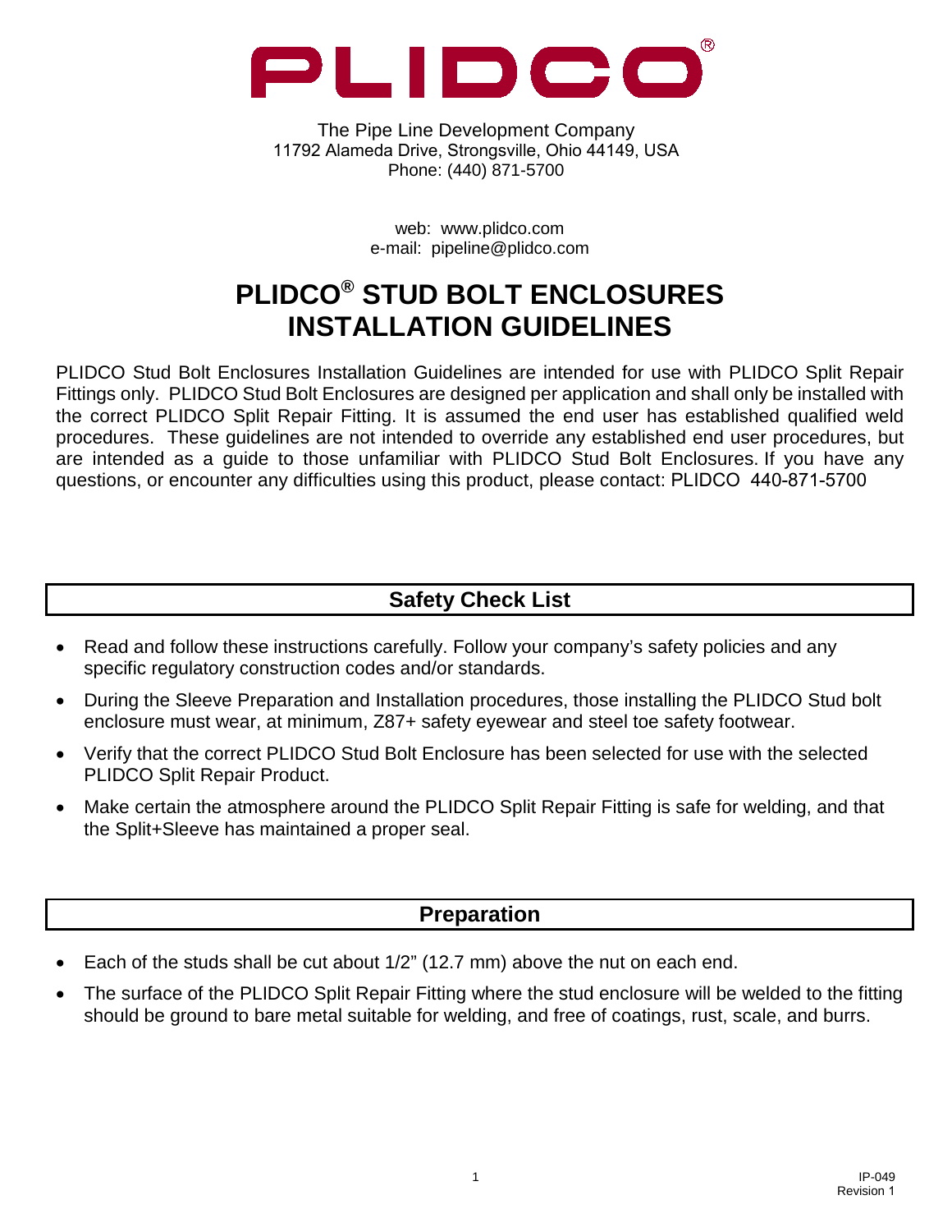# PLIDCO

The Pipe Line Development Company
11792 Alameda Drive, Strongsville, Ohio 44149, USA
Phone: (440) 871-5700

web: www.plidco.com
e-mail: pipeline@plidco.com

# PLIDCO® STUD BOLT ENCLOSURES INSTALLATION GUIDELINES

PLIDCO Stud Bolt Enclosures Installation Guidelines are intended for use with PLIDCO Split Repair Fittings only. PLIDCO Stud Bolt Enclosures are designed per application and shall only be installed with the correct PLIDCO Split Repair Fitting. It is assumed the end user has established qualified weld procedures. These guidelines are not intended to override any established end user procedures, but are intended as a guide to those unfamiliar with PLIDCO Stud Bolt Enclosures. If you have any questions, or encounter any difficulties using this product, please contact: PLIDCO 440-871-5700

## Safety Check List

- Read and follow these instructions carefully. Follow your company's safety policies and any specific regulatory construction codes and/or standards.
- During the Sleeve Preparation and Installation procedures, those installing the PLIDCO Stud bolt enclosure must wear, at minimum, Z87+ safety eyewear and steel toe safety footwear.
- Verify that the correct PLIDCO Stud Bolt Enclosure has been selected for use with the selected PLIDCO Split Repair Product.
- Make certain the atmosphere around the PLIDCO Split Repair Fitting is safe for welding, and that the Split+Sleeve has maintained a proper seal.

## Preparation

- Each of the studs shall be cut about 1/2" (12.7 mm) above the nut on each end.
- The surface of the PLIDCO Split Repair Fitting where the stud enclosure will be welded to the fitting should be ground to bare metal suitable for welding, and free of coatings, rust, scale, and burrs.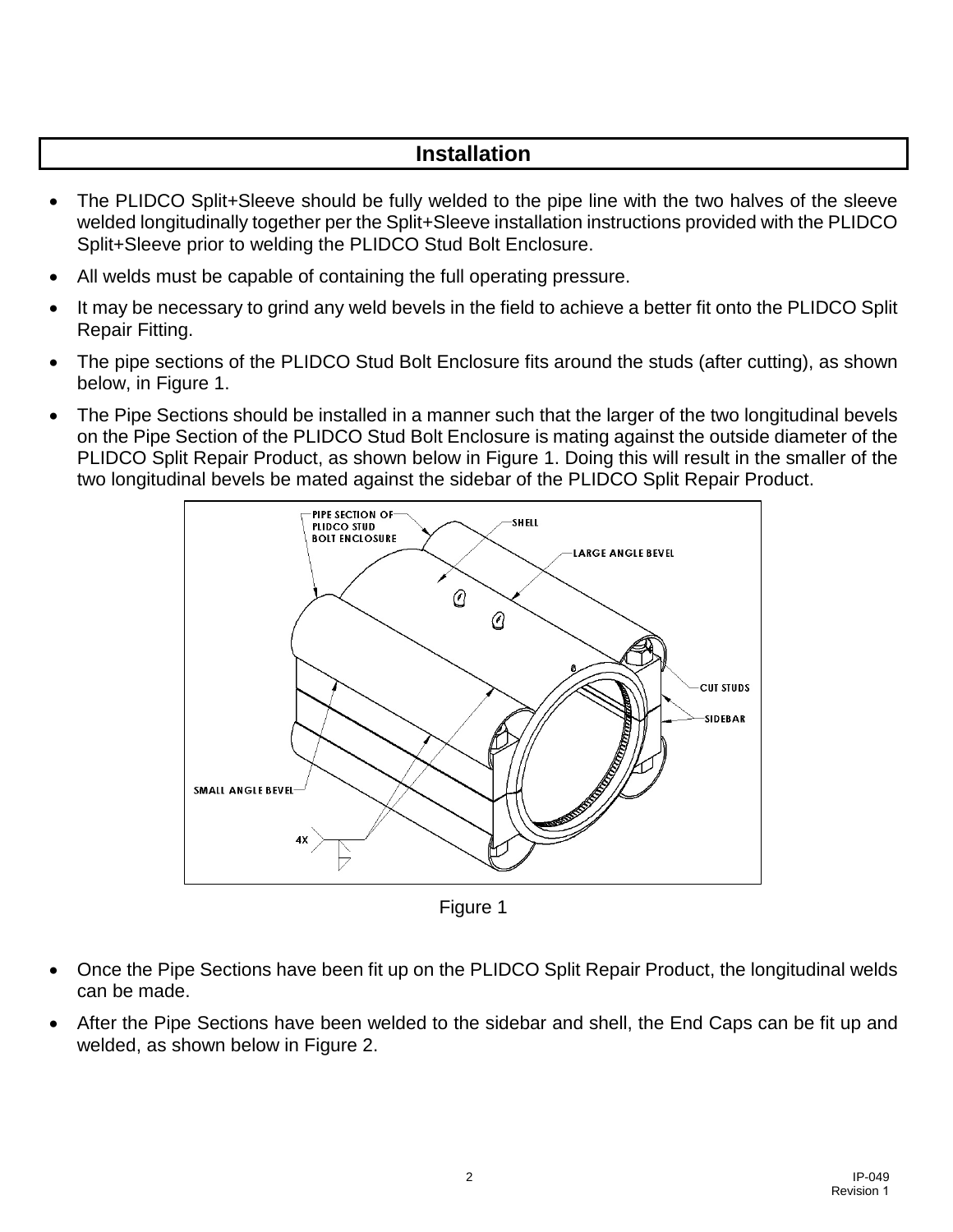## Installation

- The PLIDCO Split+Sleeve should be fully welded to the pipe line with the two halves of the sleeve welded longitudinally together per the Split+Sleeve installation instructions provided with the PLIDCO Split+Sleeve prior to welding the PLIDCO Stud Bolt Enclosure.
- All welds must be capable of containing the full operating pressure.
- It may be necessary to grind any weld bevels in the field to achieve a better fit onto the PLIDCO Split Repair Fitting.
- The pipe sections of the PLIDCO Stud Bolt Enclosure fits around the studs (after cutting), as shown below, in Figure 1.
- The Pipe Sections should be installed in a manner such that the larger of the two longitudinal bevels on the Pipe Section of the PLIDCO Stud Bolt Enclosure is mating against the outside diameter of the PLIDCO Split Repair Product, as shown below in Figure 1. Doing this will result in the smaller of the two longitudinal bevels be mated against the sidebar of the PLIDCO Split Repair Product.

PIPE SECTION OF PLIDCO STUD BOLT ENCLOSURE

SHELL

LARGE ANGLE BEVEL

CUT STUDS

SIDEBAR

SMALL ANGLE BEVEL

4X

Figure 1

- Once the Pipe Sections have been fit up on the PLIDCO Split Repair Product, the longitudinal welds can be made.
- After the Pipe Sections have been welded to the sidebar and shell, the End Caps can be fit up and welded, as shown below in Figure 2.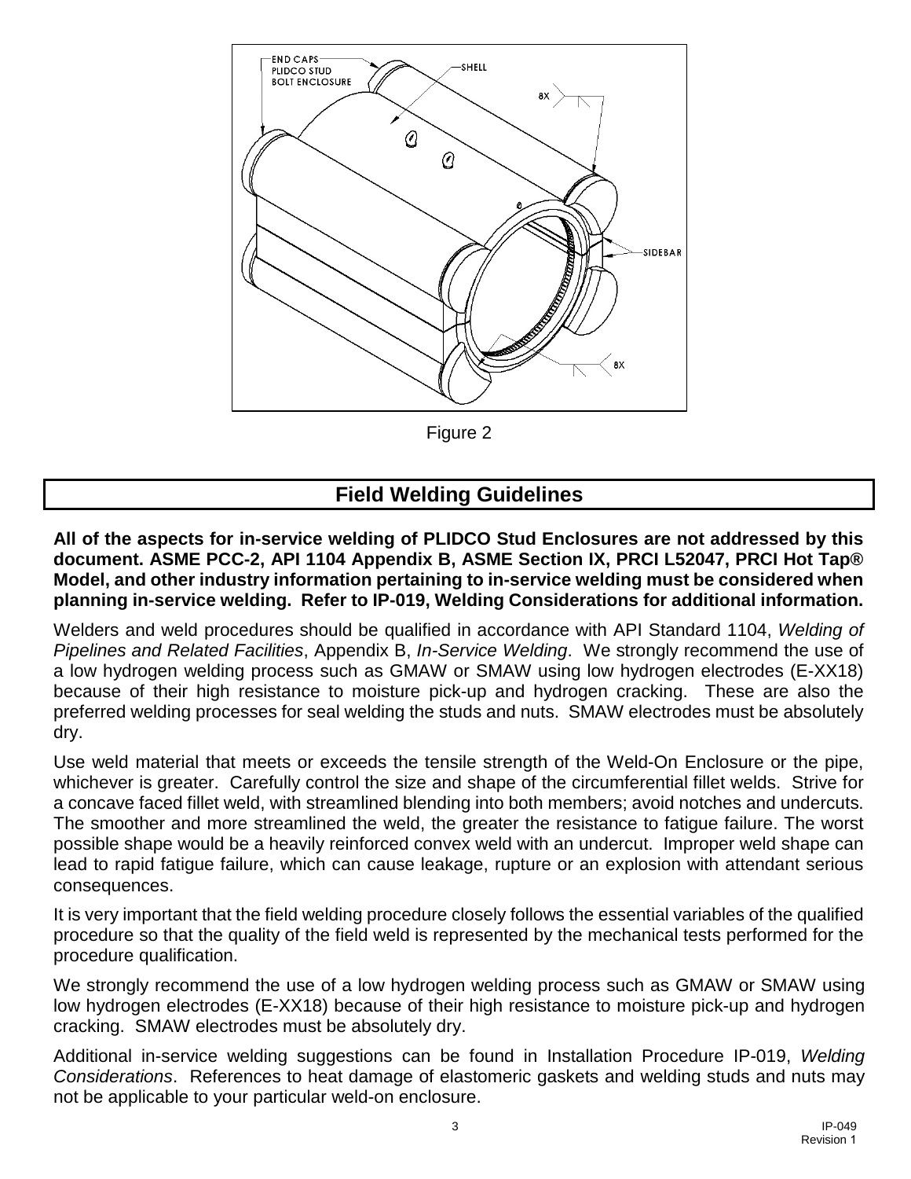END CAPS
PLIDCO STUD
BOLT ENCLOSURE

SHELL

8X

SIDEBAR

8X

Figure 2

## Field Welding Guidelines

**All of the aspects for in-service welding of PLIDCO Stud Enclosures are not addressed by this document. ASME PCC-2, API 1104 Appendix B, ASME Section IX, PRCI L52047, PRCI Hot Tap® Model, and other industry information pertaining to in-service welding must be considered when planning in-service welding. Refer to IP-019, Welding Considerations for additional information.**

Welders and weld procedures should be qualified in accordance with API Standard 1104, *Welding of Pipelines and Related Facilities*, Appendix B, *In-Service Welding*. We strongly recommend the use of a low hydrogen welding process such as GMAW or SMAW using low hydrogen electrodes (E-XX18) because of their high resistance to moisture pick-up and hydrogen cracking. These are also the preferred welding processes for seal welding the studs and nuts. SMAW electrodes must be absolutely dry.

Use weld material that meets or exceeds the tensile strength of the Weld-On Enclosure or the pipe, whichever is greater. Carefully control the size and shape of the circumferential fillet welds. Strive for a concave faced fillet weld, with streamlined blending into both members; avoid notches and undercuts. The smoother and more streamlined the weld, the greater the resistance to fatigue failure. The worst possible shape would be a heavily reinforced convex weld with an undercut. Improper weld shape can lead to rapid fatigue failure, which can cause leakage, rupture or an explosion with attendant serious consequences.

It is very important that the field welding procedure closely follows the essential variables of the qualified procedure so that the quality of the field weld is represented by the mechanical tests performed for the procedure qualification.

We strongly recommend the use of a low hydrogen welding process such as GMAW or SMAW using low hydrogen electrodes (E-XX18) because of their high resistance to moisture pick-up and hydrogen cracking. SMAW electrodes must be absolutely dry.

Additional in-service welding suggestions can be found in Installation Procedure IP-019, *Welding Considerations*. References to heat damage of elastomeric gaskets and welding studs and nuts may not be applicable to your particular weld-on enclosure.